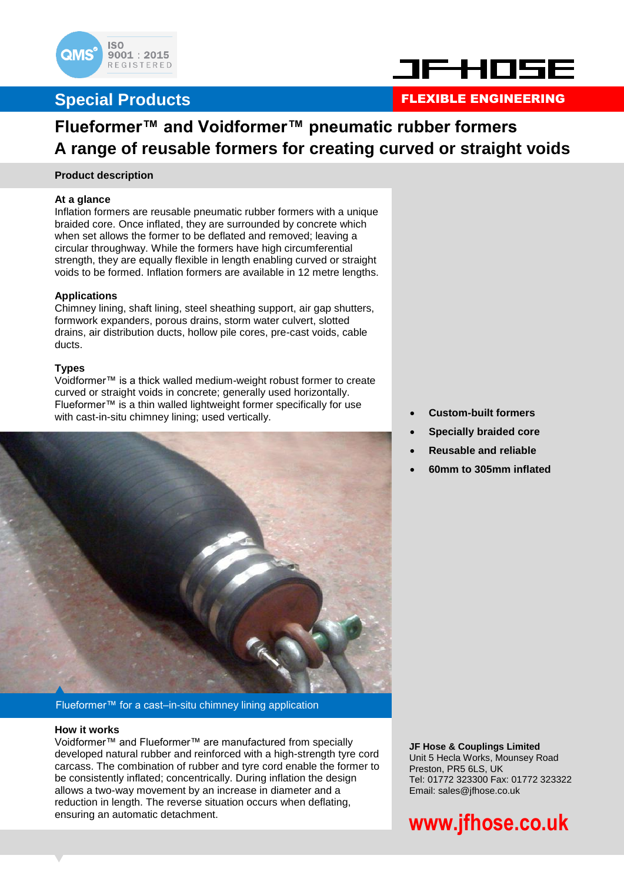# Special Products

FLEXIBLE ENGINEERING

## Flueformer™ and Voidformer™ pneumatic rubber formers
## A range of reusable formers for creating curved or straight voids

### Product description

**At a glance**
Inflation formers are reusable pneumatic rubber formers with a unique braided core. Once inflated, they are surrounded by concrete which when set allows the former to be deflated and removed; leaving a circular throughway. While the formers have high circumferential strength, they are equally flexible in length enabling curved or straight voids to be formed. Inflation formers are available in 12 metre lengths.

**Applications**
Chimney lining, shaft lining, steel sheathing support, air gap shutters, formwork expanders, porous drains, storm water culvert, slotted drains, air distribution ducts, hollow pile cores, pre-cast voids, cable ducts.

**Types**
Voidformer™ is a thick walled medium-weight robust former to create curved or straight voids in concrete; generally used horizontally.
Flueformer™ is a thin walled lightweight former specifically for use with cast-in-situ chimney lining; used vertically.

- **Custom-built formers**
- **Specially braided core**
- **Reusable and reliable**
- **60mm to 305mm inflated**

Flueformer™ for a cast–in-situ chimney lining application

**How it works**
Voidformer™ and Flueformer™ are manufactured from specially developed natural rubber and reinforced with a high-strength tyre cord carcass. The combination of rubber and tyre cord enable the former to be consistently inflated; concentrically. During inflation the design allows a two-way movement by an increase in diameter and a reduction in length. The reverse situation occurs when deflating, ensuring an automatic detachment.

**JF Hose & Couplings Limited**
Unit 5 Hecla Works, Mounsey Road
Preston, PR5 6LS, UK
Tel: 01772 323300 Fax: 01772 323322
Email: sales@jfhose.co.uk

**www.jfhose.co.uk**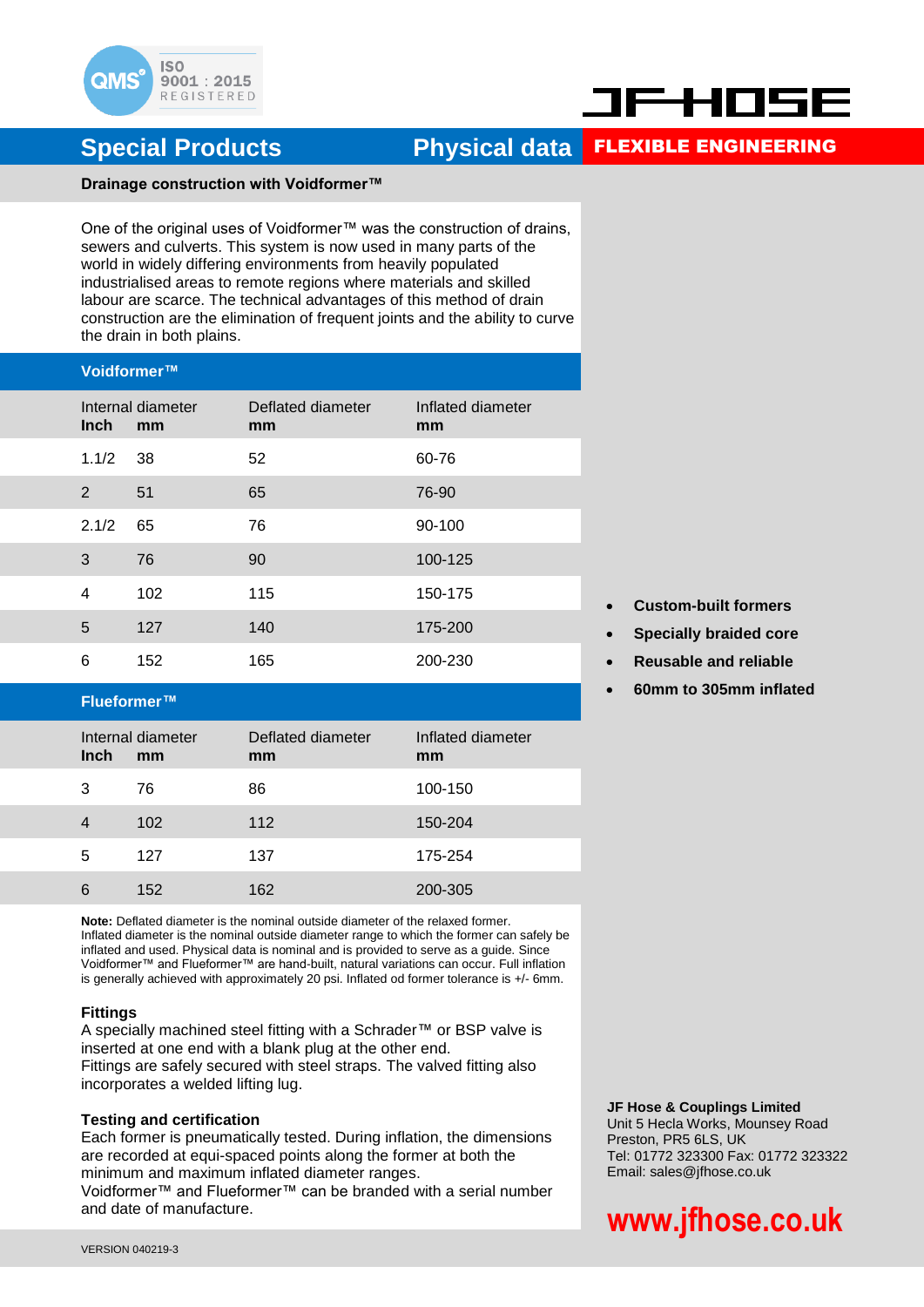# Special Products

## Physical data

**FLEXIBLE ENGINEERING**

**Drainage construction with Voidformer™**

One of the original uses of Voidformer™ was the construction of drains, sewers and culverts. This system is now used in many parts of the world in widely differing environments from heavily populated industrialised areas to remote regions where materials and skilled labour are scarce. The technical advantages of this method of drain construction are the elimination of frequent joints and the ability to curve the drain in both plains.

### Voidformer™

| Internal diameter | | Deflated diameter | Inflated diameter |
|---|---|---|---|
| **Inch** | **mm** | **mm** | **mm** |
| 1.1/2 | 38 | 52 | 60-76 |
| 2 | 51 | 65 | 76-90 |
| 2.1/2 | 65 | 76 | 90-100 |
| 3 | 76 | 90 | 100-125 |
| 4 | 102 | 115 | 150-175 |
| 5 | 127 | 140 | 175-200 |
| 6 | 152 | 165 | 200-230 |

### Flueformer™

| Internal diameter | | Deflated diameter | Inflated diameter |
|---|---|---|---|
| **Inch** | **mm** | **mm** | **mm** |
| 3 | 76 | 86 | 100-150 |
| 4 | 102 | 112 | 150-204 |
| 5 | 127 | 137 | 175-254 |
| 6 | 152 | 162 | 200-305 |

**Note:** Deflated diameter is the nominal outside diameter of the relaxed former. Inflated diameter is the nominal outside diameter range to which the former can safely be inflated and used. Physical data is nominal and is provided to serve as a guide. Since Voidformer™ and Flueformer™ are hand-built, natural variations can occur. Full inflation is generally achieved with approximately 20 psi. Inflated od former tolerance is +/- 6mm.

**Fittings**

A specially machined steel fitting with a Schrader™ or BSP valve is inserted at one end with a blank plug at the other end.
Fittings are safely secured with steel straps. The valved fitting also incorporates a welded lifting lug.

**Testing and certification**

Each former is pneumatically tested. During inflation, the dimensions are recorded at equi-spaced points along the former at both the minimum and maximum inflated diameter ranges.
Voidformer™ and Flueformer™ can be branded with a serial number and date of manufacture.

- **Custom-built formers**
- **Specially braided core**
- **Reusable and reliable**
- **60mm to 305mm inflated**

**JF Hose & Couplings Limited**
Unit 5 Hecla Works, Mounsey Road
Preston, PR5 6LS, UK
Tel: 01772 323300 Fax: 01772 323322
Email: sales@jfhose.co.uk

**www.jfhose.co.uk**

VERSION 040219-3